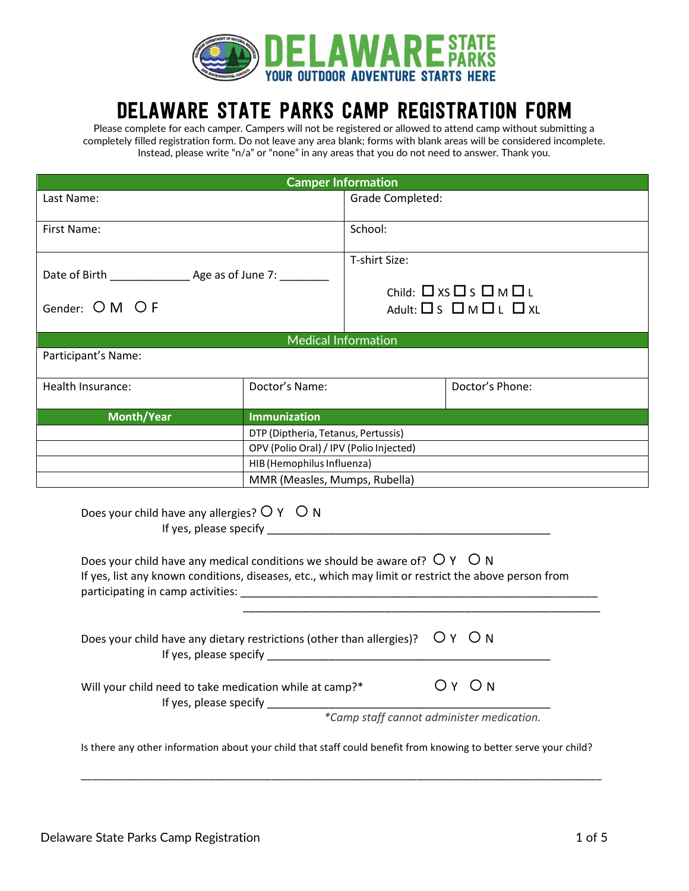**DELAWARE STATE PARKS**
**YOUR OUTDOOR ADVENTURE STARTS HERE**

# DELAWARE STATE PARKS CAMP REGISTRATION FORM

Please complete for each camper. Campers will not be registered or allowed to attend camp without submitting a completely filled registration form. Do not leave any area blank; forms with blank areas will be considered incomplete. Instead, please write "n/a" or "none" in any areas that you do not need to answer. Thank you.

| Camper Information | |
|---|---|
| Last Name: | Grade Completed: |
| First Name: | School: |
| Date of Birth _____________ Age as of June 7: ________<br><br>Gender: ○ M ○ F | T-shirt Size:<br><br>Child: ☐ XS ☐ S ☐ M ☐ L<br>Adult: ☐ S ☐ M ☐ L ☐ XL |

| Medical Information | | |
|---|---|---|
| Participant's Name: | | |
| Health Insurance: | Doctor's Name: | Doctor's Phone: |

| Month/Year | Immunization |
|---|---|
| | DTP (Diptheria, Tetanus, Pertussis) |
| | OPV (Polio Oral) / IPV (Polio Injected) |
| | HIB (Hemophilus Influenza) |
| | MMR (Measles, Mumps, Rubella) |

Does your child have any allergies? ○ Y ○ N
If yes, please specify _______________________________________________

Does your child have any medical conditions we should be aware of? ○ Y ○ N
If yes, list any known conditions, diseases, etc., which may limit or restrict the above person from participating in camp activities: ____________________________________________________________
____________________________________________________________

Does your child have any dietary restrictions (other than allergies)? ○ Y ○ N
If yes, please specify _______________________________________________

Will your child need to take medication while at camp?* ○ Y ○ N
If yes, please specify _______________________________________________
*\*Camp staff cannot administer medication.*

Is there any other information about your child that staff could benefit from knowing to better serve your child?

_____________________________________________________________________________________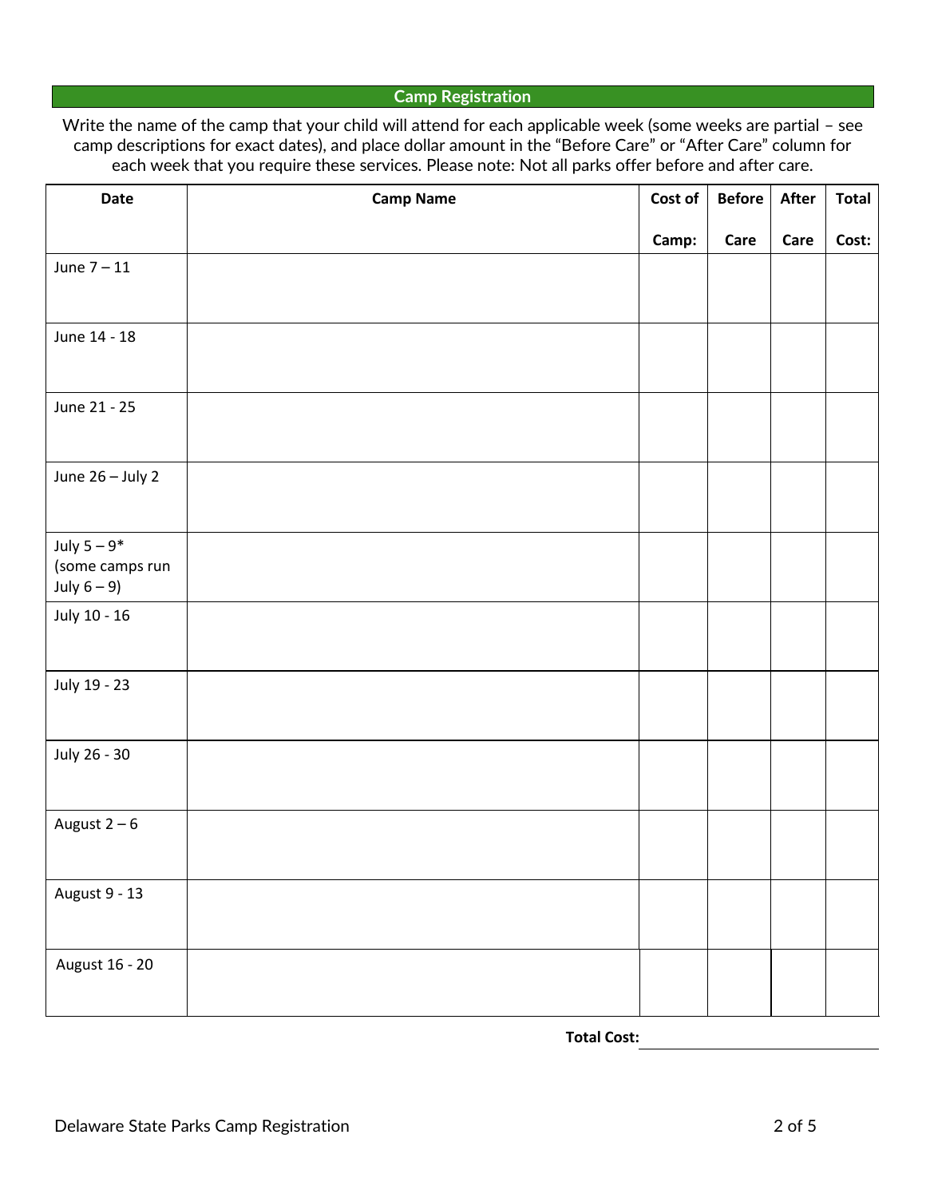## Camp Registration

Write the name of the camp that your child will attend for each applicable week (some weeks are partial – see camp descriptions for exact dates), and place dollar amount in the “Before Care” or “After Care” column for each week that you require these services. Please note: Not all parks offer before and after care.

| Date | Camp Name | Cost of Camp: | Before Care | After Care | Total Cost: |
|---|---|---|---|---|---|
| June 7 – 11 | | | | | |
| June 14 - 18 | | | | | |
| June 21 - 25 | | | | | |
| June 26 – July 2 | | | | | |
| July 5 – 9* (some camps run July 6 – 9) | | | | | |
| July 10 - 16 | | | | | |
| July 19 - 23 | | | | | |
| July 26 - 30 | | | | | |
| August 2 – 6 | | | | | |
| August 9 - 13 | | | | | |
| August 16 - 20 | | | | | |

**Total Cost:** ____________________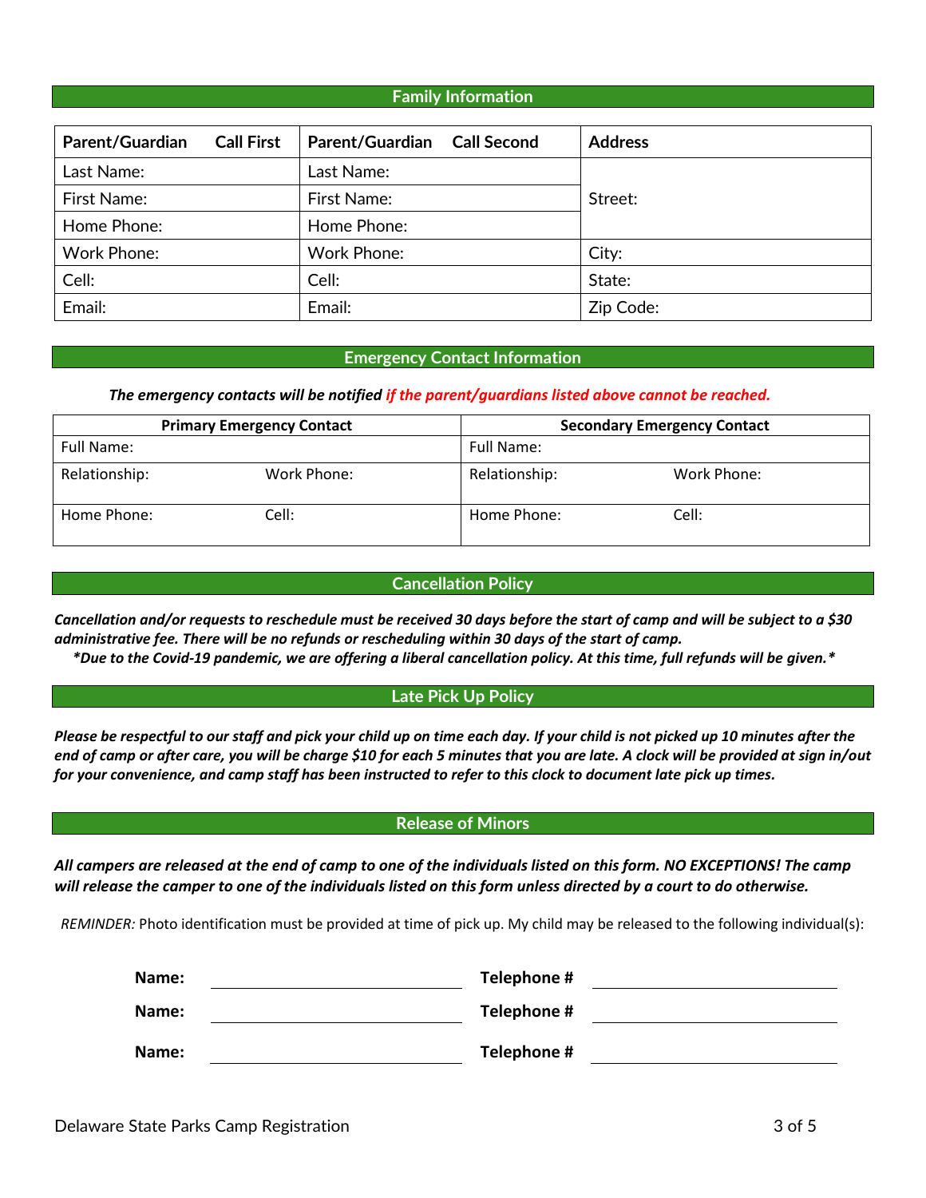## Family Information

| Parent/Guardian **Call First** | Parent/Guardian **Call Second** | Address |
|---|---|---|
| Last Name: | Last Name: | Street: |
| First Name: | First Name: | |
| Home Phone: | Home Phone: | |
| Work Phone: | Work Phone: | City: |
| Cell: | Cell: | State: |
| Email: | Email: | Zip Code: |

## Emergency Contact Information

***The emergency contacts will be notified if the parent/guardians listed above cannot be reached.***

| Primary Emergency Contact | | Secondary Emergency Contact | |
|---|---|---|---|
| Full Name: | | Full Name: | |
| Relationship: | Work Phone: | Relationship: | Work Phone: |
| Home Phone: | Cell: | Home Phone: | Cell: |

## Cancellation Policy

***Cancellation and/or requests to reschedule must be received 30 days before the start of camp and will be subject to a $30 administrative fee. There will be no refunds or rescheduling within 30 days of the start of camp.***

****Due to the Covid-19 pandemic, we are offering a liberal cancellation policy. At this time, full refunds will be given.****

## Late Pick Up Policy

***Please be respectful to our staff and pick your child up on time each day. If your child is not picked up 10 minutes after the end of camp or after care, you will be charge $10 for each 5 minutes that you are late. A clock will be provided at sign in/out for your convenience, and camp staff has been instructed to refer to this clock to document late pick up times.***

## Release of Minors

***All campers are released at the end of camp to one of the individuals listed on this form. NO EXCEPTIONS! The camp will release the camper to one of the individuals listed on this form unless directed by a court to do otherwise.***

*REMINDER:* Photo identification must be provided at time of pick up. My child may be released to the following individual(s):

**Name:** ______________________ **Telephone #** ______________________

**Name:** ______________________ **Telephone #** ______________________

**Name:** ______________________ **Telephone #** ______________________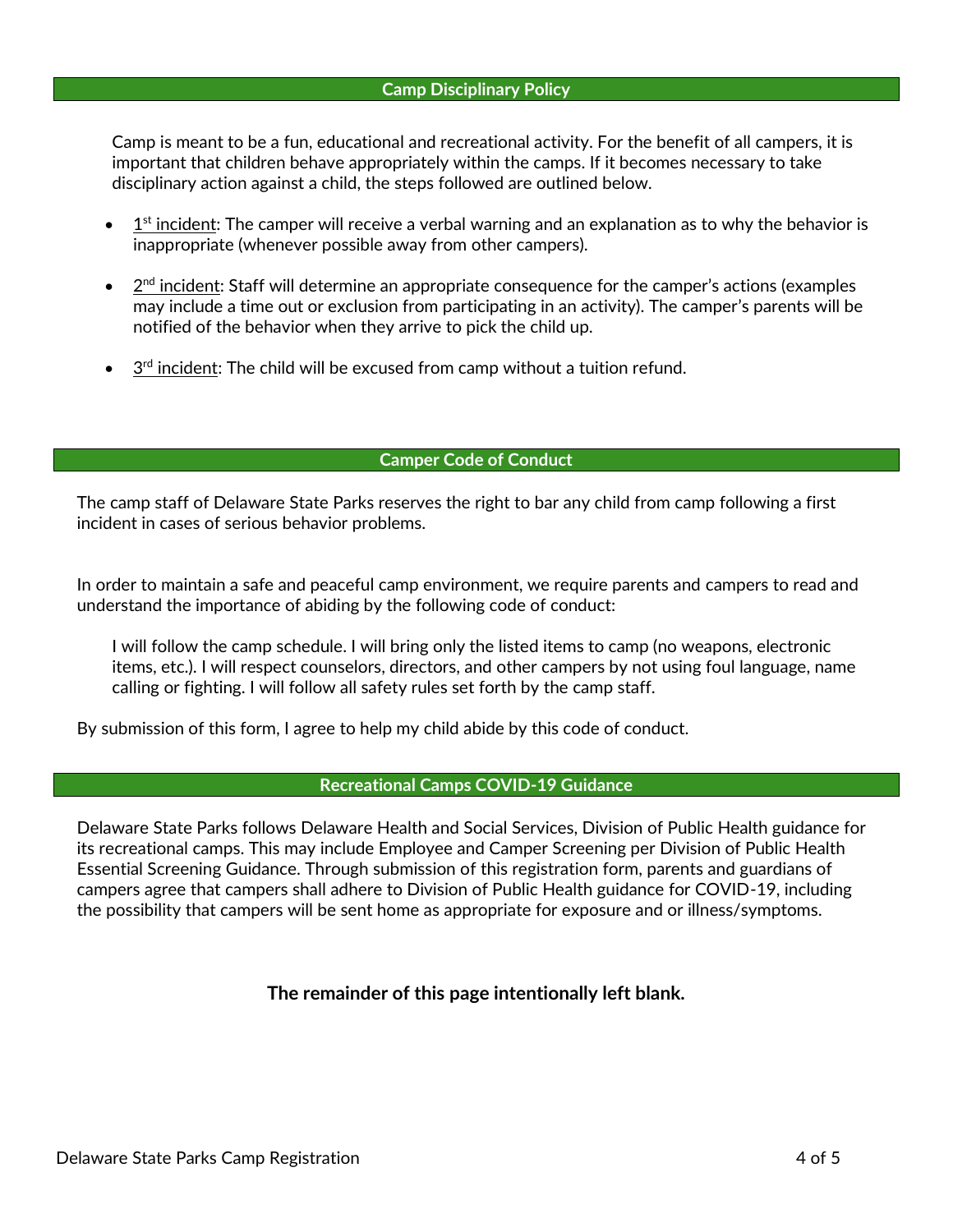## Camp Disciplinary Policy

Camp is meant to be a fun, educational and recreational activity. For the benefit of all campers, it is important that children behave appropriately within the camps. If it becomes necessary to take disciplinary action against a child, the steps followed are outlined below.

- 1st incident: The camper will receive a verbal warning and an explanation as to why the behavior is inappropriate (whenever possible away from other campers).
- 2nd incident: Staff will determine an appropriate consequence for the camper's actions (examples may include a time out or exclusion from participating in an activity). The camper's parents will be notified of the behavior when they arrive to pick the child up.
- 3rd incident: The child will be excused from camp without a tuition refund.

## Camper Code of Conduct

The camp staff of Delaware State Parks reserves the right to bar any child from camp following a first incident in cases of serious behavior problems.

In order to maintain a safe and peaceful camp environment, we require parents and campers to read and understand the importance of abiding by the following code of conduct:

> I will follow the camp schedule. I will bring only the listed items to camp (no weapons, electronic items, etc.). I will respect counselors, directors, and other campers by not using foul language, name calling or fighting. I will follow all safety rules set forth by the camp staff.

By submission of this form, I agree to help my child abide by this code of conduct.

## Recreational Camps COVID-19 Guidance

Delaware State Parks follows Delaware Health and Social Services, Division of Public Health guidance for its recreational camps. This may include Employee and Camper Screening per Division of Public Health Essential Screening Guidance. Through submission of this registration form, parents and guardians of campers agree that campers shall adhere to Division of Public Health guidance for COVID-19, including the possibility that campers will be sent home as appropriate for exposure and or illness/symptoms.

**The remainder of this page intentionally left blank.**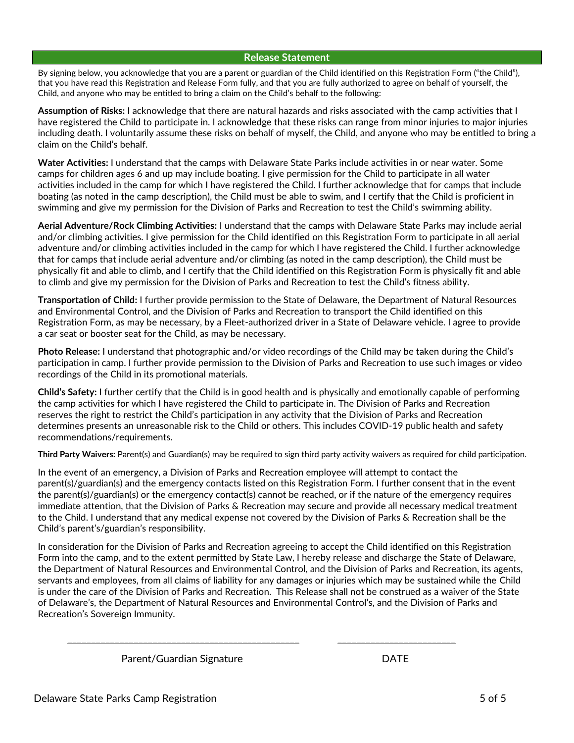## Release Statement

By signing below, you acknowledge that you are a parent or guardian of the Child identified on this Registration Form ("the Child"), that you have read this Registration and Release Form fully, and that you are fully authorized to agree on behalf of yourself, the Child, and anyone who may be entitled to bring a claim on the Child's behalf to the following:

**Assumption of Risks:** I acknowledge that there are natural hazards and risks associated with the camp activities that I have registered the Child to participate in. I acknowledge that these risks can range from minor injuries to major injuries including death. I voluntarily assume these risks on behalf of myself, the Child, and anyone who may be entitled to bring a claim on the Child's behalf.

**Water Activities:** I understand that the camps with Delaware State Parks include activities in or near water. Some camps for children ages 6 and up may include boating. I give permission for the Child to participate in all water activities included in the camp for which I have registered the Child. I further acknowledge that for camps that include boating (as noted in the camp description), the Child must be able to swim, and I certify that the Child is proficient in swimming and give my permission for the Division of Parks and Recreation to test the Child's swimming ability.

**Aerial Adventure/Rock Climbing Activities:** I understand that the camps with Delaware State Parks may include aerial and/or climbing activities. I give permission for the Child identified on this Registration Form to participate in all aerial adventure and/or climbing activities included in the camp for which I have registered the Child. I further acknowledge that for camps that include aerial adventure and/or climbing (as noted in the camp description), the Child must be physically fit and able to climb, and I certify that the Child identified on this Registration Form is physically fit and able to climb and give my permission for the Division of Parks and Recreation to test the Child's fitness ability.

**Transportation of Child:** I further provide permission to the State of Delaware, the Department of Natural Resources and Environmental Control, and the Division of Parks and Recreation to transport the Child identified on this Registration Form, as may be necessary, by a Fleet-authorized driver in a State of Delaware vehicle. I agree to provide a car seat or booster seat for the Child, as may be necessary.

**Photo Release:** I understand that photographic and/or video recordings of the Child may be taken during the Child's participation in camp. I further provide permission to the Division of Parks and Recreation to use such images or video recordings of the Child in its promotional materials.

**Child's Safety:** I further certify that the Child is in good health and is physically and emotionally capable of performing the camp activities for which I have registered the Child to participate in. The Division of Parks and Recreation reserves the right to restrict the Child's participation in any activity that the Division of Parks and Recreation determines presents an unreasonable risk to the Child or others. This includes COVID-19 public health and safety recommendations/requirements.

**Third Party Waivers:** Parent(s) and Guardian(s) may be required to sign third party activity waivers as required for child participation.

In the event of an emergency, a Division of Parks and Recreation employee will attempt to contact the parent(s)/guardian(s) and the emergency contacts listed on this Registration Form. I further consent that in the event the parent(s)/guardian(s) or the emergency contact(s) cannot be reached, or if the nature of the emergency requires immediate attention, that the Division of Parks & Recreation may secure and provide all necessary medical treatment to the Child. I understand that any medical expense not covered by the Division of Parks & Recreation shall be the Child's parent's/guardian's responsibility.

In consideration for the Division of Parks and Recreation agreeing to accept the Child identified on this Registration Form into the camp, and to the extent permitted by State Law, I hereby release and discharge the State of Delaware, the Department of Natural Resources and Environmental Control, and the Division of Parks and Recreation, its agents, servants and employees, from all claims of liability for any damages or injuries which may be sustained while the Child is under the care of the Division of Parks and Recreation. This Release shall not be construed as a waiver of the State of Delaware's, the Department of Natural Resources and Environmental Control's, and the Division of Parks and Recreation's Sovereign Immunity.

\_\_\_\_\_\_\_\_\_\_\_\_\_\_\_\_\_\_\_\_\_\_\_\_\_\_\_\_\_\_\_\_\_\_\_\_\_\_\_\_ \_\_\_\_\_\_\_\_\_\_\_\_\_\_\_\_\_\_\_\_\_\_

Parent/Guardian Signature DATE

Delaware State Parks Camp Registration